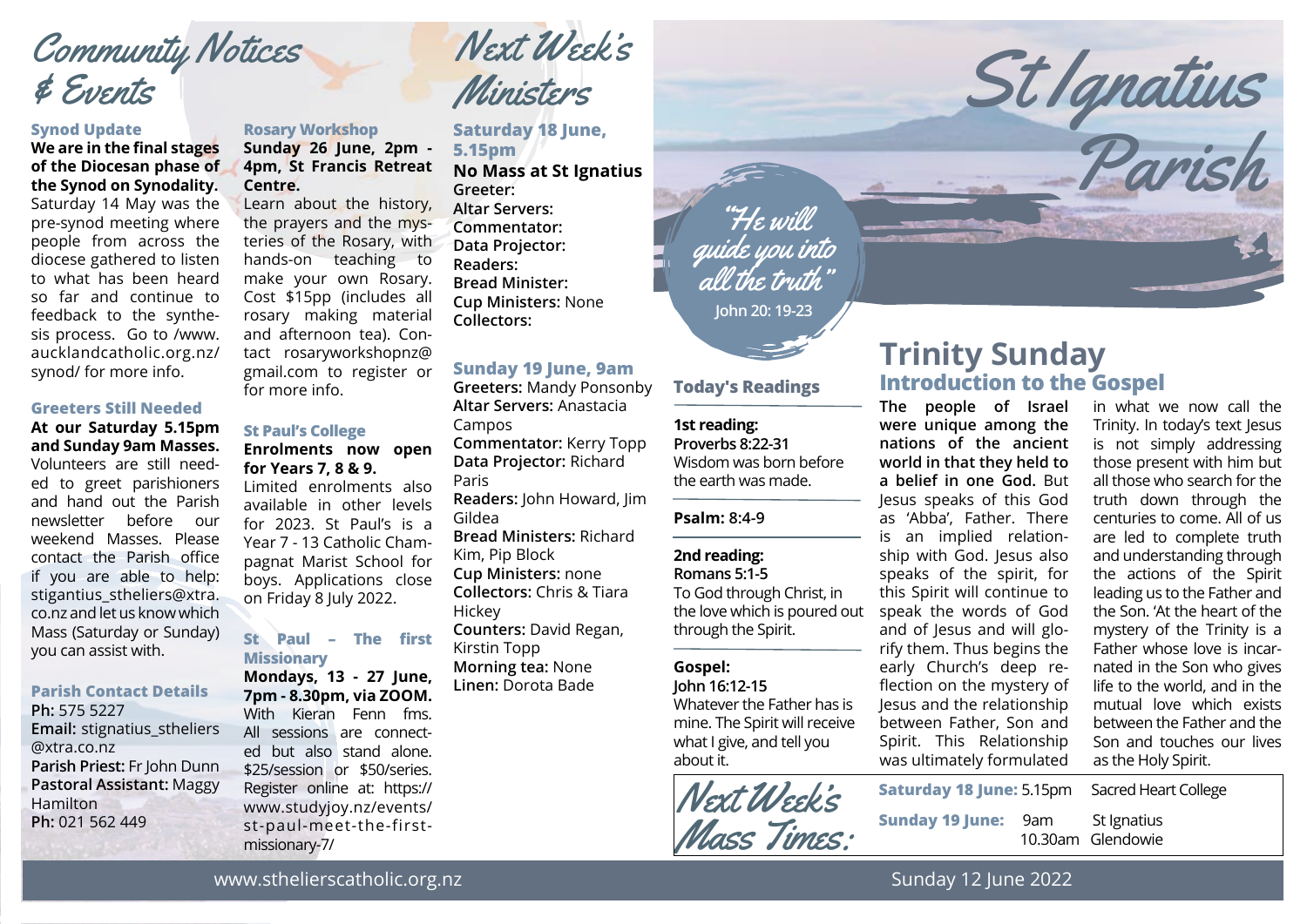# St Ignatius Parish

*"He will guide you into all the truth"*
John 20: 19-23

# Trinity Sunday

## Introduction to the Gospel

**The people of Israel were unique among the nations of the ancient world in that they held to a belief in one God.** But Jesus speaks of this God as 'Abba', Father. There is an implied relationship with God. Jesus also speaks of the spirit, for this Spirit will continue to speak the words of God and of Jesus and will glorify them. Thus begins the early Church's deep reflection on the mystery of Jesus and the relationship between Father, Son and Spirit. This Relationship was ultimately formulated in what we now call the Trinity. In today's text Jesus is not simply addressing those present with him but all those who search for the truth down through the centuries to come. All of us are led to complete truth and understanding through the actions of the Spirit leading us to the Father and the Son. 'At the heart of the mystery of the Trinity is a Father whose love is incarnated in the Son who gives life to the world, and in the mutual love which exists between the Father and the Son and touches our lives as the Holy Spirit.

## Today's Readings

**1st reading:**
**Proverbs 8:22-31**
Wisdom was born before the earth was made.

**Psalm:** 8:4-9

**2nd reading:**
**Romans 5:1-5**
To God through Christ, in the love which is poured out through the Spirit.

**Gospel:**
**John 16:12-15**
Whatever the Father has is mine. The Spirit will receive what I give, and tell you about it.

## Next Week's Mass Times:

| | | |
|---|---|---|
| **Saturday 18 June:** | 5.15pm | Sacred Heart College |
| **Sunday 19 June:** | 9am | St Ignatius |
| | 10.30am | Glendowie |

# Community Notices & Events

### Synod Update

**We are in the final stages of the Diocesan phase of the Synod on Synodality.** Saturday 14 May was the pre-synod meeting where people from across the diocese gathered to listen to what has been heard so far and continue to feedback to the synthesis process. Go to /www.aucklandcatholic.org.nz/synod/ for more info.

### Greeters Still Needed

**At our Saturday 5.15pm and Sunday 9am Masses.** Volunteers are still needed to greet parishioners and hand out the Parish newsletter before our weekend Masses. Please contact the Parish office if you are able to help: stigantius_sthheliers@xtra.co.nz and let us know which Mass (Saturday or Sunday) you can assist with.

### Parish Contact Details

**Ph:** 575 5227
**Email:** stignatius_sthheliers@xtra.co.nz
**Parish Priest:** Fr John Dunn
**Pastoral Assistant:** Maggy Hamilton
**Ph:** 021 562 449

### Rosary Workshop

**Sunday 26 June, 2pm - 4pm, St Francis Retreat Centre.**
Learn about the history, the prayers and the mysteries of the Rosary, with hands-on teaching to make your own Rosary. Cost $15pp (includes all rosary making material and afternoon tea). Contact rosaryworkshopnz@gmail.com to register or for more info.

### St Paul's College

**Enrolments now open for Years 7, 8 & 9.**
Limited enrolments also available in other levels for 2023. St Paul's is a Year 7 - 13 Catholic Champagnat Marist School for boys. Applications close on Friday 8 July 2022.

### St Paul – The first Missionary

**Mondays, 13 - 27 June, 7pm - 8.30pm, via ZOOM.**
With Kieran Fenn fms. All sessions are connected but also stand alone. $25/session or $50/series. Register online at: https://www.studyjoy.nz/events/st-paul-meet-the-first-missionary-7/

# Next Week's Ministers

### Saturday 18 June, 5.15pm

**No Mass at St Ignatius**
**Greeter:**
**Altar Servers:**
**Commentator:**
**Data Projector:**
**Readers:**
**Bread Minister:**
**Cup Ministers:** None
**Collectors:**

### Sunday 19 June, 9am

**Greeters:** Mandy Ponsonby
**Altar Servers:** Anastacia Campos
**Commentator:** Kerry Topp
**Data Projector:** Richard Paris
**Readers:** John Howard, Jim Gildea
**Bread Ministers:** Richard Kim, Pip Block
**Cup Ministers:** none
**Collectors:** Chris & Tiara Hickey
**Counters:** David Regan, Kirstin Topp
**Morning tea:** None
**Linen:** Dorota Bade

www.sthelierscatholic.org.nz — Sunday 12 June 2022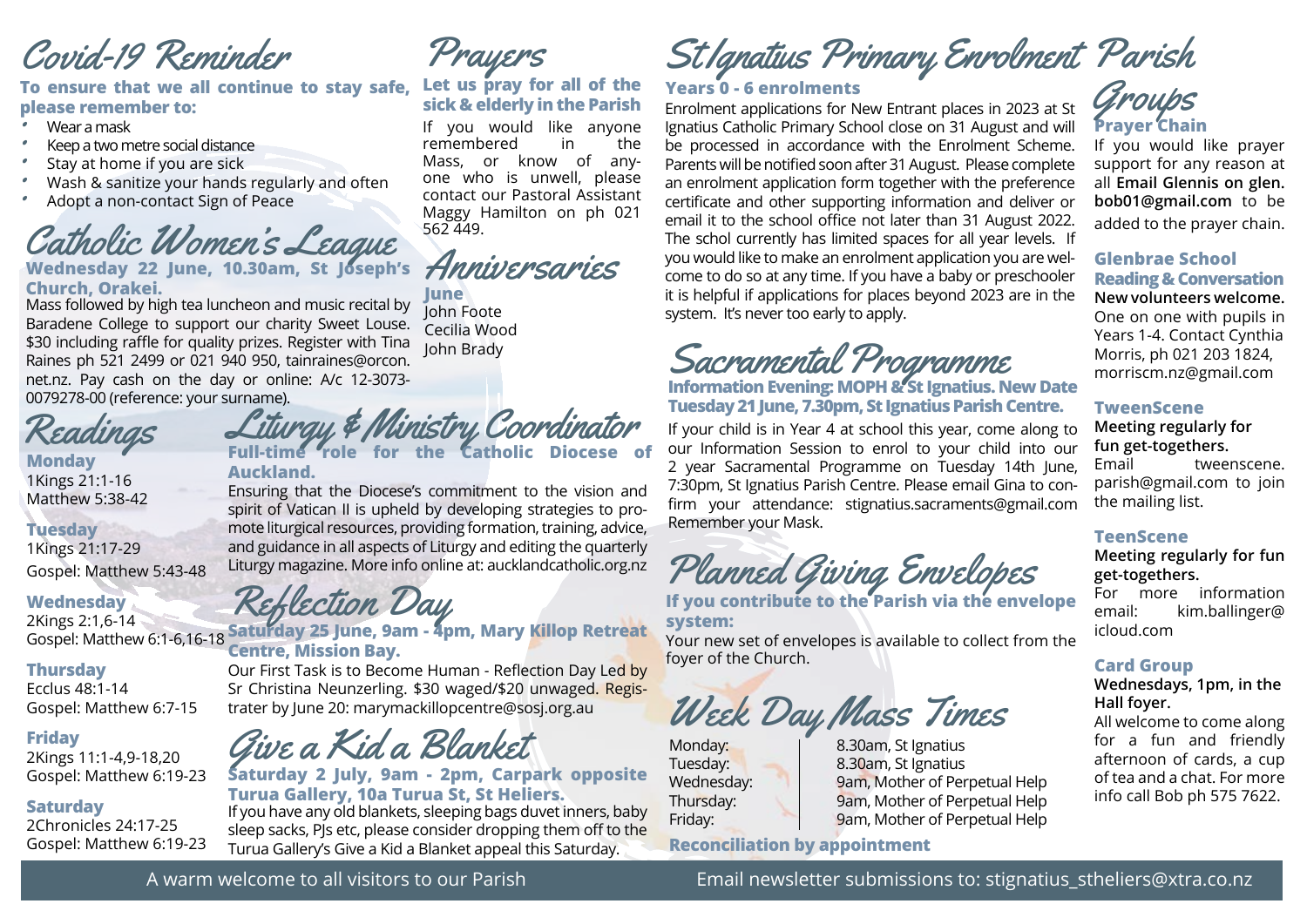## Covid-19 Reminder

**To ensure that we all continue to stay safe, please remember to:**

- Wear a mask
- Keep a two metre social distance
- Stay at home if you are sick
- Wash & sanitize your hands regularly and often
- Adopt a non-contact Sign of Peace

## Prayers

**Let us pray for all of the sick & elderly in the Parish**

If you would like anyone remembered in the Mass, or know of anyone who is unwell, please contact our Pastoral Assistant Maggy Hamilton on ph 021 562 449.

## Catholic Women's League

**Wednesday 22 June, 10.30am, St Joseph's Church, Orakei.**

Mass followed by high tea luncheon and music recital by Baradene College to support our charity Sweet Louse. $30 including raffle for quality prizes. Register with Tina Raines ph 521 2499 or 021 940 950, tainraines@orcon.net.nz. Pay cash on the day or online: A/c 12-3073-0079278-00 (reference: your surname).

## Anniversaries

**June**

John Foote
Cecilia Wood
John Brady

## Readings

**Monday**
1Kings 21:1-16
Matthew 5:38-42

**Tuesday**
1Kings 21:17-29
Gospel: Matthew 5:43-48

**Wednesday**
2Kings 2:1,6-14
Gospel: Matthew 6:1-6,16-18

**Thursday**
Ecclus 48:1-14
Gospel: Matthew 6:7-15

**Friday**
2Kings 11:1-4,9-18,20
Gospel: Matthew 6:19-23

**Saturday**
2Chronicles 24:17-25
Gospel: Matthew 6:19-23

## Liturgy & Ministry Coordinator

**Full-time role for the Catholic Diocese of Auckland.**

Ensuring that the Diocese's commitment to the vision and spirit of Vatican II is upheld by developing strategies to promote liturgical resources, providing formation, training, advice, and guidance in all aspects of Liturgy and editing the quarterly Liturgy magazine. More info online at: aucklandcatholic.org.nz

## Reflection Day

**Saturday 25 June, 9am - 4pm, Mary Killop Retreat Centre, Mission Bay.**

Our First Task is to Become Human - Reflection Day Led by Sr Christina Neunzerling. $30 waged/$20 unwaged. Registrater by June 20: marymackillopcentre@sosj.org.au

## Give a Kid a Blanket

**Saturday 2 July, 9am - 2pm, Carpark opposite Turua Gallery, 10a Turua St, St Heliers.**

If you have any old blankets, sleeping bags duvet inners, baby sleep sacks, PJs etc, please consider dropping them off to the Turua Gallery's Give a Kid a Blanket appeal this Saturday.

## St Ignatius Primary Enrolment

**Years 0 - 6 enrolments**

Enrolment applications for New Entrant places in 2023 at St Ignatius Catholic Primary School close on 31 August and will be processed in accordance with the Enrolment Scheme. Parents will be notified soon after 31 August. Please complete an enrolment application form together with the preference certificate and other supporting information and deliver or email it to the school office not later than 31 August 2022. The schol currently has limited spaces for all year levels. If you would like to make an enrolment application you are welcome to do so at any time. If you have a baby or preschooler it is helpful if applications for places beyond 2023 are in the system. It's never too early to apply.

## Sacramental Programme

**Information Evening: MOPH & St Ignatius. New Date Tuesday 21 June, 7.30pm, St Ignatius Parish Centre.**

If your child is in Year 4 at school this year, come along to our Information Session to enrol to your child into our 2 year Sacramental Programme on Tuesday 14th June, 7:30pm, St Ignatius Parish Centre. Please email Gina to confirm your attendance: stignatius.sacraments@gmail.com Remember your Mask.

## Planned Giving Envelopes

**If you contribute to the Parish via the envelope system:**

Your new set of envelopes is available to collect from the foyer of the Church.

## Week Day Mass Times

| | |
|---|---|
| Monday: | 8.30am, St Ignatius |
| Tuesday: | 8.30am, St Ignatius |
| Wednesday: | 9am, Mother of Perpetual Help |
| Thursday: | 9am, Mother of Perpetual Help |
| Friday: | 9am, Mother of Perpetual Help |

**Reconciliation by appointment**

## Parish Groups

**Prayer Chain**

If you would like prayer support for any reason at all **Email Glennis on glen.bob01@gmail.com** to be added to the prayer chain.

**Glenbrae School Reading & Conversation**

**New volunteers welcome.**
One on one with pupils in Years 1-4. Contact Cynthia Morris, ph 021 203 1824, morriscm.nz@gmail.com

**TweenScene**

**Meeting regularly for fun get-togethers.**
Email tweenscene.parish@gmail.com to join the mailing list.

**TeenScene**

**Meeting regularly for fun get-togethers.**
For more information email: kim.ballinger@icloud.com

**Card Group**

**Wednesdays, 1pm, in the Hall foyer.**
All welcome to come along for a fun and friendly afternoon of cards, a cup of tea and a chat. For more info call Bob ph 575 7622.

A warm welcome to all visitors to our Parish

Email newsletter submissions to: stignatius_stheliers@xtra.co.nz